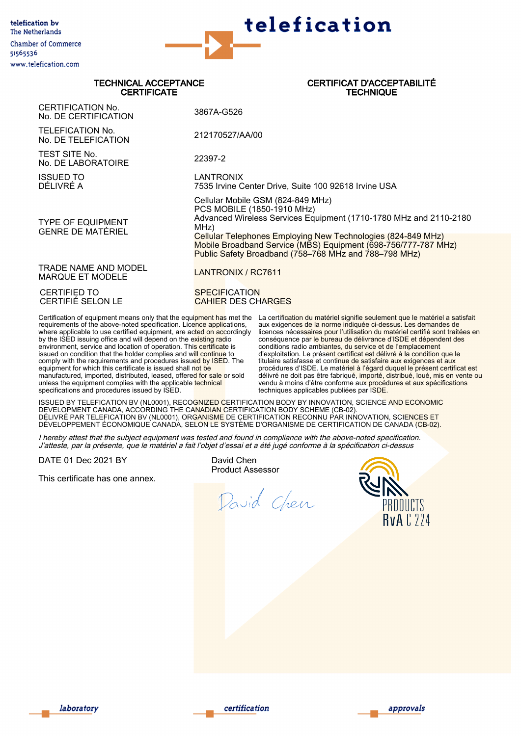telefication bv
The Netherlands
Chamber of Commerce
51565536
www.telefication.com

# telefication

## TECHNICAL ACCEPTANCE CERTIFICATE / CERTIFICAT D'ACCEPTABILITÉ TECHNIQUE

| | |
|---|---|
| CERTIFICATION No.<br>No. DE CERTIFICATION | 3867A-G526 |
| TELEFICATION No.<br>No. DE TELEFICATION | 212170527/AA/00 |
| TEST SITE No.<br>No. DE LABORATOIRE | 22397-2 |
| ISSUED TO<br>DÉLIVRÉ A | LANTRONIX<br>7535 Irvine Center Drive, Suite 100 92618 Irvine USA |
| TYPE OF EQUIPMENT<br>GENRE DE MATÉRIEL | Cellular Mobile GSM (824-849 MHz)<br>PCS MOBILE (1850-1910 MHz)<br>Advanced Wireless Services Equipment (1710-1780 MHz and 2110-2180 MHz)<br>Cellular Telephones Employing New Technologies (824-849 MHz)<br>Mobile Broadband Service (MBS) Equipment (698-756/777-787 MHz)<br>Public Safety Broadband (758–768 MHz and 788–798 MHz) |
| TRADE NAME AND MODEL<br>MARQUE ET MODELE | LANTRONIX / RC7611 |
| CERTIFIED TO<br>CERTIFIÉ SELON LE | SPECIFICATION<br>CAHIER DES CHARGES |

Certification of equipment means only that the equipment has met the requirements of the above-noted specification. Licence applications, where applicable to use certified equipment, are acted on accordingly by the ISED issuing office and will depend on the existing radio environment, service and location of operation. This certificate is issued on condition that the holder complies and will continue to comply with the requirements and procedures issued by ISED. The equipment for which this certificate is issued shall not be manufactured, imported, distributed, leased, offered for sale or sold unless the equipment complies with the applicable technical specifications and procedures issued by ISED.

La certification du matériel signifie seulement que le matériel a satisfait aux exigences de la norme indiquée ci-dessus. Les demandes de licences nécessaires pour l'utilisation du matériel certifié sont traitées en conséquence par le bureau de délivrance d'ISDE et dépendent des conditions radio ambiantes, du service et de l'emplacement d'exploitation. Le présent certificat est délivré à la condition que le titulaire satisfasse et continue de satisfaire aux exigences et aux procédures d'ISDE. Le matériel à l'égard duquel le présent certificat est délivré ne doit pas être fabriqué, importé, distribué, loué, mis en vente ou vendu à moins d'être conforme aux procédures et aux spécifications techniques applicables publiées par ISDE.

ISSUED BY TELEFICATION BV (NL0001), RECOGNIZED CERTIFICATION BODY BY INNOVATION, SCIENCE AND ECONOMIC DEVELOPMENT CANADA, ACCORDING THE CANADIAN CERTIFICATION BODY SCHEME (CB-02).
DÉLIVRÉ PAR TELEFICATION BV (NL0001), ORGANISME DE CERTIFICATION RECONNU PAR INNOVATION, SCIENCES ET DÉVELOPPEMENT ÉCONOMIQUE CANADA, SELON LE SYSTÈME D'ORGANISME DE CERTIFICATION DE CANADA (CB-02).

*I hereby attest that the subject equipment was tested and found in compliance with the above-noted specification.*
*J'atteste, par la présente, que le matériel a fait l'objet d'essai et a été jugé conforme à la spécification ci-dessus*

DATE 01 Dec 2021 BY

David Chen
Product Assessor

David Chen

This certificate has one annex.

RvA PRODUCTS
RvA C 224

laboratory — certification — approvals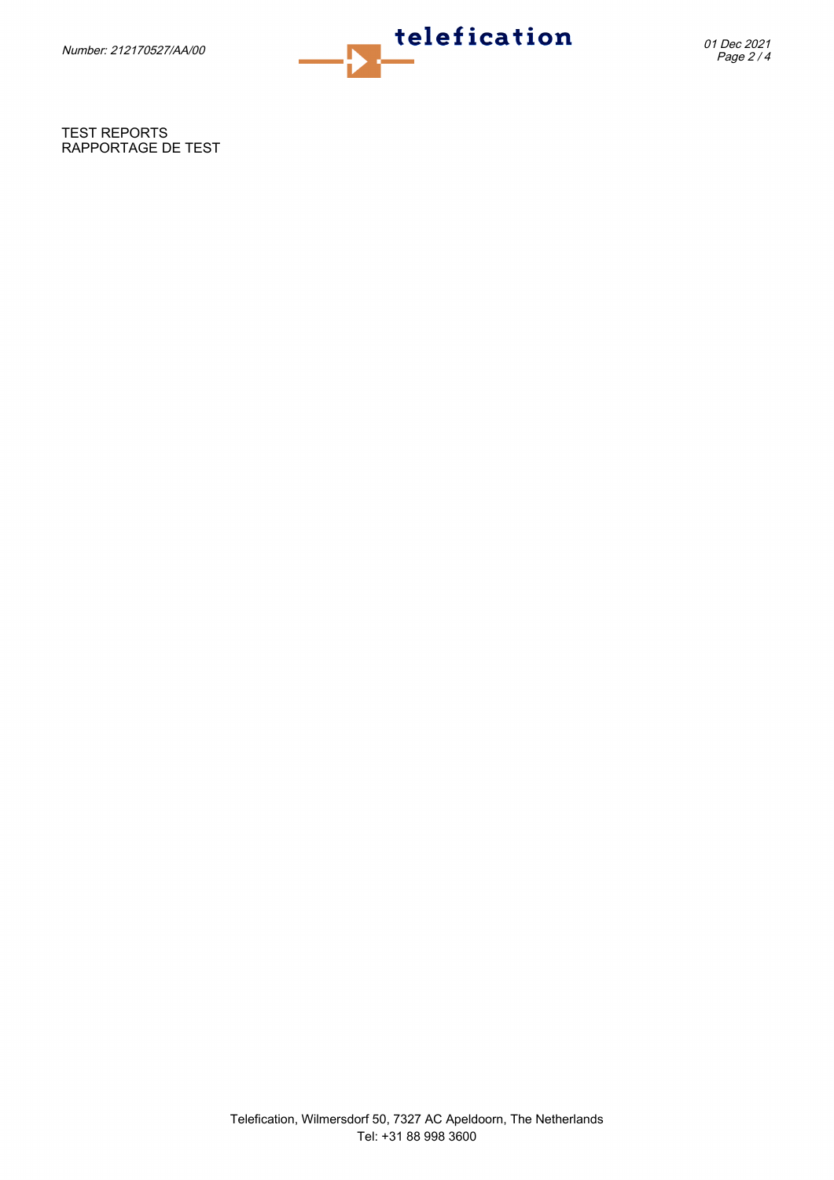TEST REPORTS
RAPPORTAGE DE TEST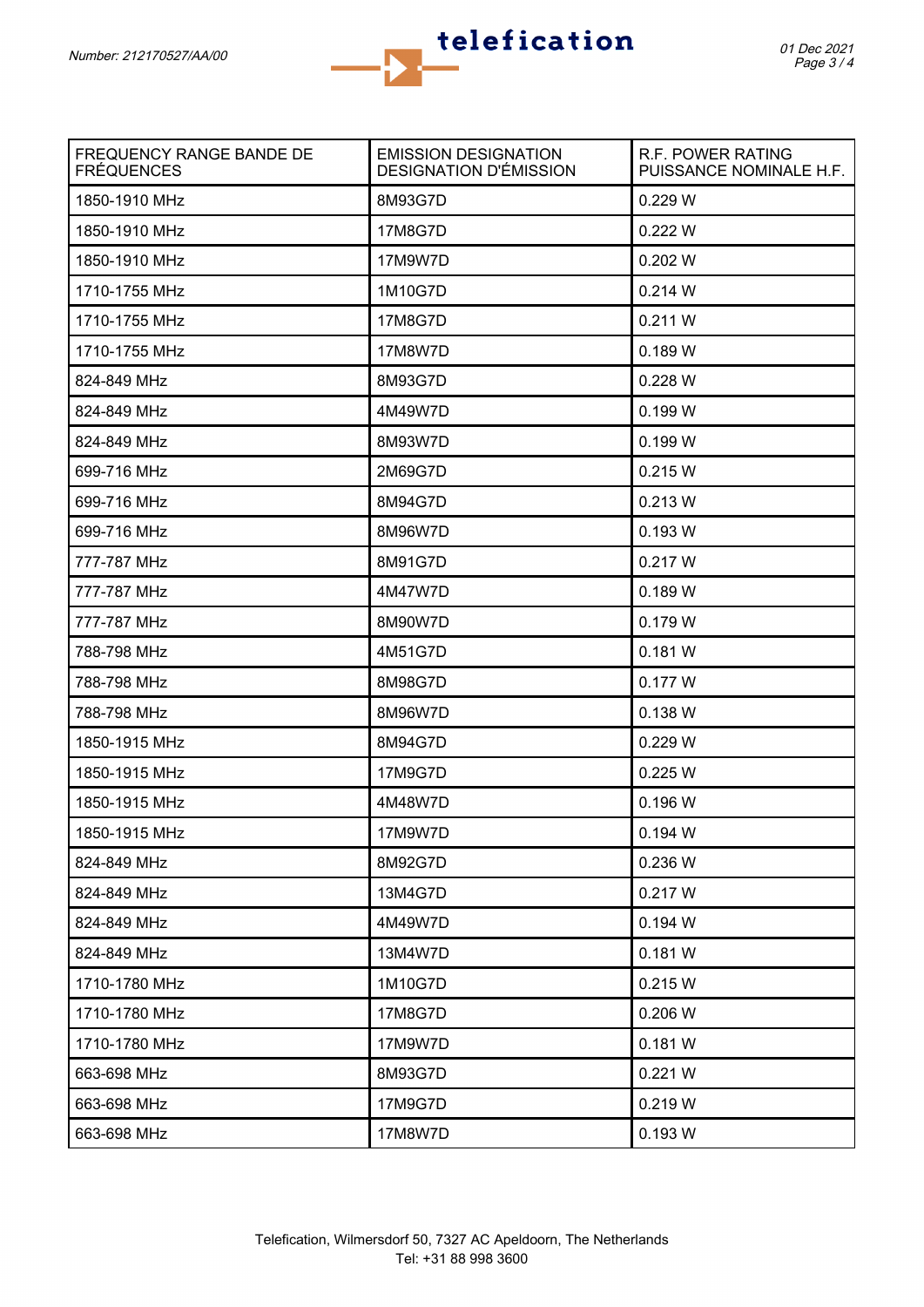| FREQUENCY RANGE BANDE DE FRÉQUENCES | EMISSION DESIGNATION DESIGNATION D'ÉMISSION | R.F. POWER RATING PUISSANCE NOMINALE H.F. |
|---|---|---|
| 1850-1910 MHz | 8M93G7D | 0.229 W |
| 1850-1910 MHz | 17M8G7D | 0.222 W |
| 1850-1910 MHz | 17M9W7D | 0.202 W |
| 1710-1755 MHz | 1M10G7D | 0.214 W |
| 1710-1755 MHz | 17M8G7D | 0.211 W |
| 1710-1755 MHz | 17M8W7D | 0.189 W |
| 824-849 MHz | 8M93G7D | 0.228 W |
| 824-849 MHz | 4M49W7D | 0.199 W |
| 824-849 MHz | 8M93W7D | 0.199 W |
| 699-716 MHz | 2M69G7D | 0.215 W |
| 699-716 MHz | 8M94G7D | 0.213 W |
| 699-716 MHz | 8M96W7D | 0.193 W |
| 777-787 MHz | 8M91G7D | 0.217 W |
| 777-787 MHz | 4M47W7D | 0.189 W |
| 777-787 MHz | 8M90W7D | 0.179 W |
| 788-798 MHz | 4M51G7D | 0.181 W |
| 788-798 MHz | 8M98G7D | 0.177 W |
| 788-798 MHz | 8M96W7D | 0.138 W |
| 1850-1915 MHz | 8M94G7D | 0.229 W |
| 1850-1915 MHz | 17M9G7D | 0.225 W |
| 1850-1915 MHz | 4M48W7D | 0.196 W |
| 1850-1915 MHz | 17M9W7D | 0.194 W |
| 824-849 MHz | 8M92G7D | 0.236 W |
| 824-849 MHz | 13M4G7D | 0.217 W |
| 824-849 MHz | 4M49W7D | 0.194 W |
| 824-849 MHz | 13M4W7D | 0.181 W |
| 1710-1780 MHz | 1M10G7D | 0.215 W |
| 1710-1780 MHz | 17M8G7D | 0.206 W |
| 1710-1780 MHz | 17M9W7D | 0.181 W |
| 663-698 MHz | 8M93G7D | 0.221 W |
| 663-698 MHz | 17M9G7D | 0.219 W |
| 663-698 MHz | 17M8W7D | 0.193 W |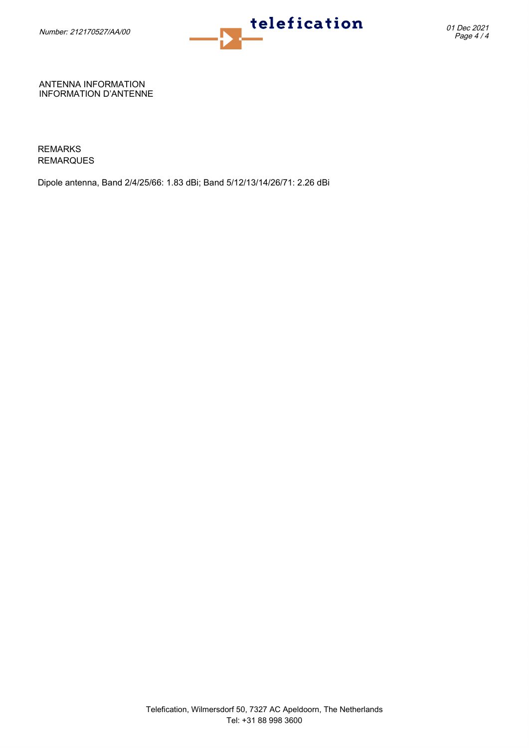ANTENNA INFORMATION
INFORMATION D'ANTENNE

REMARKS
REMARQUES

Dipole antenna, Band 2/4/25/66: 1.83 dBi; Band 5/12/13/14/26/71: 2.26 dBi

Telefication, Wilmersdorf 50, 7327 AC Apeldoorn, The Netherlands
Tel: +31 88 998 3600